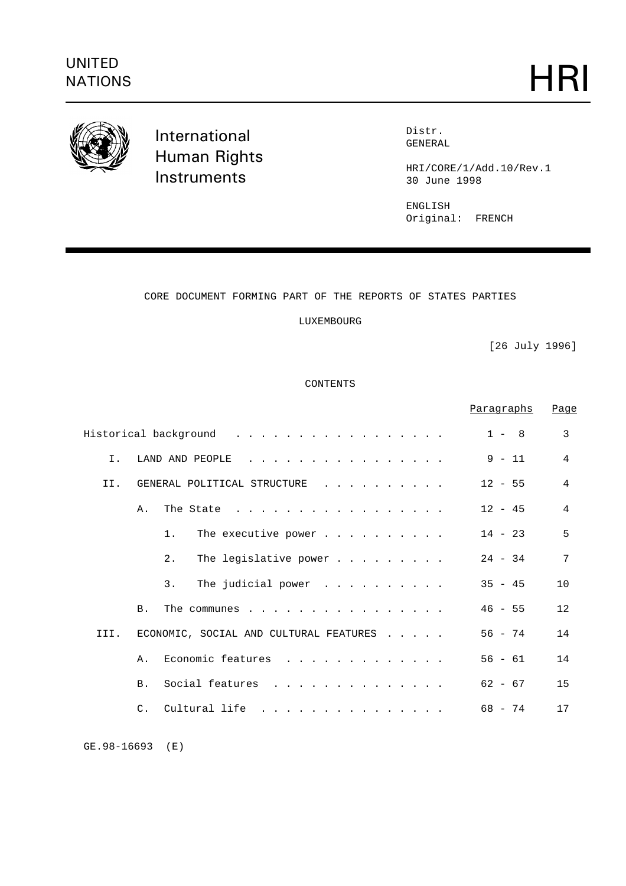UNITED NATIONS

# HRI

International Human Rights Instruments

Distr.
GENERAL

HRI/CORE/1/Add.10/Rev.1
30 June 1998

ENGLISH
Original: FRENCH

## CORE DOCUMENT FORMING PART OF THE REPORTS OF STATES PARTIES

## LUXEMBOURG

[26 July 1996]

### CONTENTS

| | Paragraphs | Page |
|---|---|---|
| Historical background | 1 - 8 | 3 |
| I. LAND AND PEOPLE | 9 - 11 | 4 |
| II. GENERAL POLITICAL STRUCTURE | 12 - 55 | 4 |
| A. The State | 12 - 45 | 4 |
| 1. The executive power | 14 - 23 | 5 |
| 2. The legislative power | 24 - 34 | 7 |
| 3. The judicial power | 35 - 45 | 10 |
| B. The communes | 46 - 55 | 12 |
| III. ECONOMIC, SOCIAL AND CULTURAL FEATURES | 56 - 74 | 14 |
| A. Economic features | 56 - 61 | 14 |
| B. Social features | 62 - 67 | 15 |
| C. Cultural life | 68 - 74 | 17 |

GE.98-16693 (E)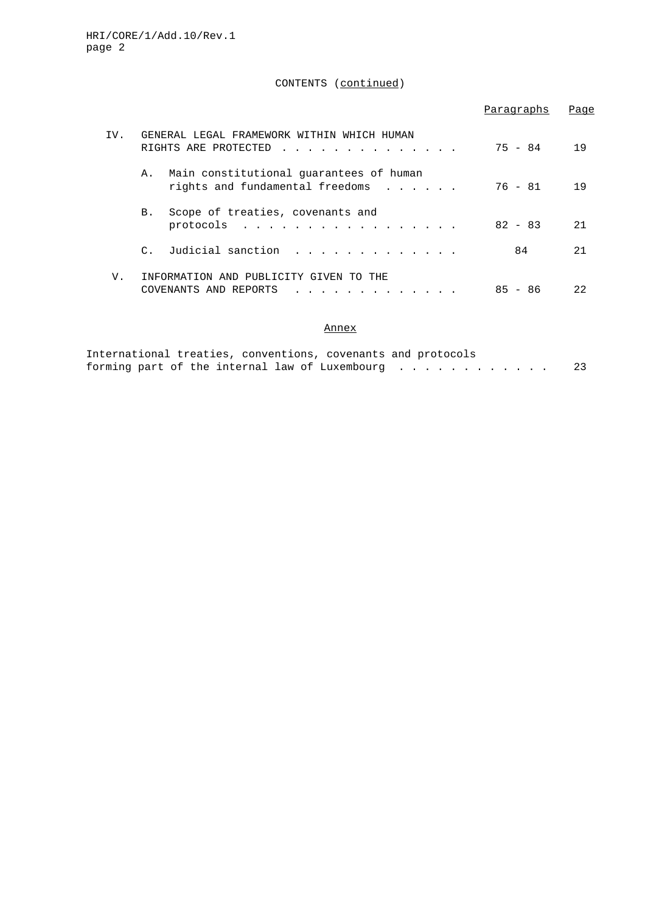CONTENTS (continued)

| | | Paragraphs | Page |
|---|---|---|---|
| IV. | GENERAL LEGAL FRAMEWORK WITHIN WHICH HUMAN RIGHTS ARE PROTECTED | 75 - 84 | 19 |
| | A. Main constitutional guarantees of human rights and fundamental freedoms | 76 - 81 | 19 |
| | B. Scope of treaties, covenants and protocols | 82 - 83 | 21 |
| | C. Judicial sanction | 84 | 21 |
| V. | INFORMATION AND PUBLICITY GIVEN TO THE COVENANTS AND REPORTS | 85 - 86 | 22 |

Annex

International treaties, conventions, covenants and protocols forming part of the internal law of Luxembourg . . . . . . . . . . . . 23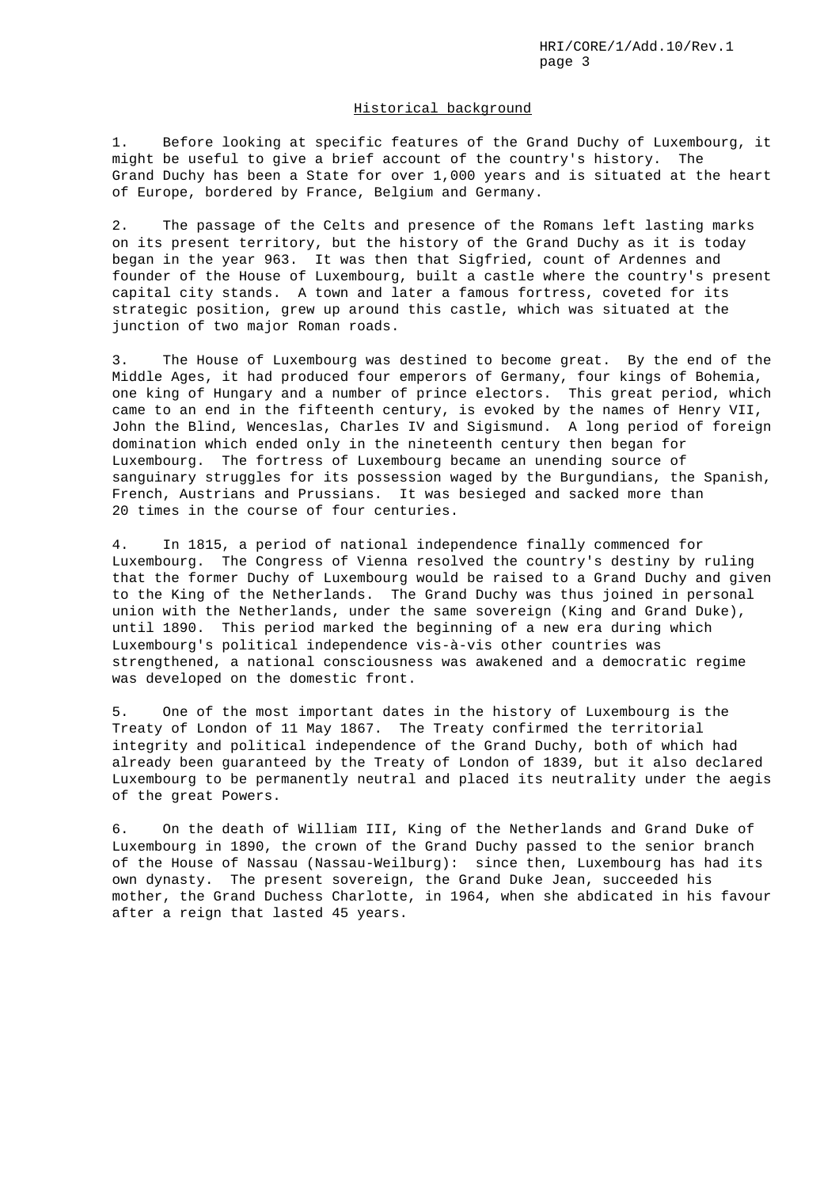## Historical background

1. Before looking at specific features of the Grand Duchy of Luxembourg, it might be useful to give a brief account of the country's history. The Grand Duchy has been a State for over 1,000 years and is situated at the heart of Europe, bordered by France, Belgium and Germany.

2. The passage of the Celts and presence of the Romans left lasting marks on its present territory, but the history of the Grand Duchy as it is today began in the year 963. It was then that Sigfried, count of Ardennes and founder of the House of Luxembourg, built a castle where the country's present capital city stands. A town and later a famous fortress, coveted for its strategic position, grew up around this castle, which was situated at the junction of two major Roman roads.

3. The House of Luxembourg was destined to become great. By the end of the Middle Ages, it had produced four emperors of Germany, four kings of Bohemia, one king of Hungary and a number of prince electors. This great period, which came to an end in the fifteenth century, is evoked by the names of Henry VII, John the Blind, Wenceslas, Charles IV and Sigismund. A long period of foreign domination which ended only in the nineteenth century then began for Luxembourg. The fortress of Luxembourg became an unending source of sanguinary struggles for its possession waged by the Burgundians, the Spanish, French, Austrians and Prussians. It was besieged and sacked more than 20 times in the course of four centuries.

4. In 1815, a period of national independence finally commenced for Luxembourg. The Congress of Vienna resolved the country's destiny by ruling that the former Duchy of Luxembourg would be raised to a Grand Duchy and given to the King of the Netherlands. The Grand Duchy was thus joined in personal union with the Netherlands, under the same sovereign (King and Grand Duke), until 1890. This period marked the beginning of a new era during which Luxembourg's political independence vis-à-vis other countries was strengthened, a national consciousness was awakened and a democratic regime was developed on the domestic front.

5. One of the most important dates in the history of Luxembourg is the Treaty of London of 11 May 1867. The Treaty confirmed the territorial integrity and political independence of the Grand Duchy, both of which had already been guaranteed by the Treaty of London of 1839, but it also declared Luxembourg to be permanently neutral and placed its neutrality under the aegis of the great Powers.

6. On the death of William III, King of the Netherlands and Grand Duke of Luxembourg in 1890, the crown of the Grand Duchy passed to the senior branch of the House of Nassau (Nassau-Weilburg): since then, Luxembourg has had its own dynasty. The present sovereign, the Grand Duke Jean, succeeded his mother, the Grand Duchess Charlotte, in 1964, when she abdicated in his favour after a reign that lasted 45 years.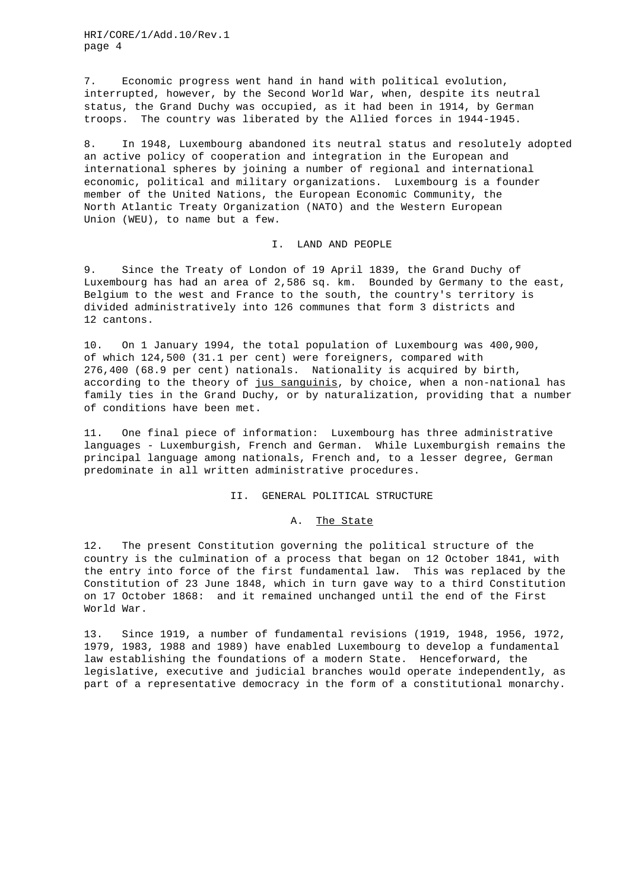7. Economic progress went hand in hand with political evolution, interrupted, however, by the Second World War, when, despite its neutral status, the Grand Duchy was occupied, as it had been in 1914, by German troops. The country was liberated by the Allied forces in 1944-1945.

8. In 1948, Luxembourg abandoned its neutral status and resolutely adopted an active policy of cooperation and integration in the European and international spheres by joining a number of regional and international economic, political and military organizations. Luxembourg is a founder member of the United Nations, the European Economic Community, the North Atlantic Treaty Organization (NATO) and the Western European Union (WEU), to name but a few.

## I. LAND AND PEOPLE

9. Since the Treaty of London of 19 April 1839, the Grand Duchy of Luxembourg has had an area of 2,586 sq. km. Bounded by Germany to the east, Belgium to the west and France to the south, the country's territory is divided administratively into 126 communes that form 3 districts and 12 cantons.

10. On 1 January 1994, the total population of Luxembourg was 400,900, of which 124,500 (31.1 per cent) were foreigners, compared with 276,400 (68.9 per cent) nationals. Nationality is acquired by birth, according to the theory of *jus sanguinis*, by choice, when a non-national has family ties in the Grand Duchy, or by naturalization, providing that a number of conditions have been met.

11. One final piece of information: Luxembourg has three administrative languages - Luxemburgish, French and German. While Luxemburgish remains the principal language among nationals, French and, to a lesser degree, German predominate in all written administrative procedures.

## II. GENERAL POLITICAL STRUCTURE

### A. The State

12. The present Constitution governing the political structure of the country is the culmination of a process that began on 12 October 1841, with the entry into force of the first fundamental law. This was replaced by the Constitution of 23 June 1848, which in turn gave way to a third Constitution on 17 October 1868: and it remained unchanged until the end of the First World War.

13. Since 1919, a number of fundamental revisions (1919, 1948, 1956, 1972, 1979, 1983, 1988 and 1989) have enabled Luxembourg to develop a fundamental law establishing the foundations of a modern State. Henceforward, the legislative, executive and judicial branches would operate independently, as part of a representative democracy in the form of a constitutional monarchy.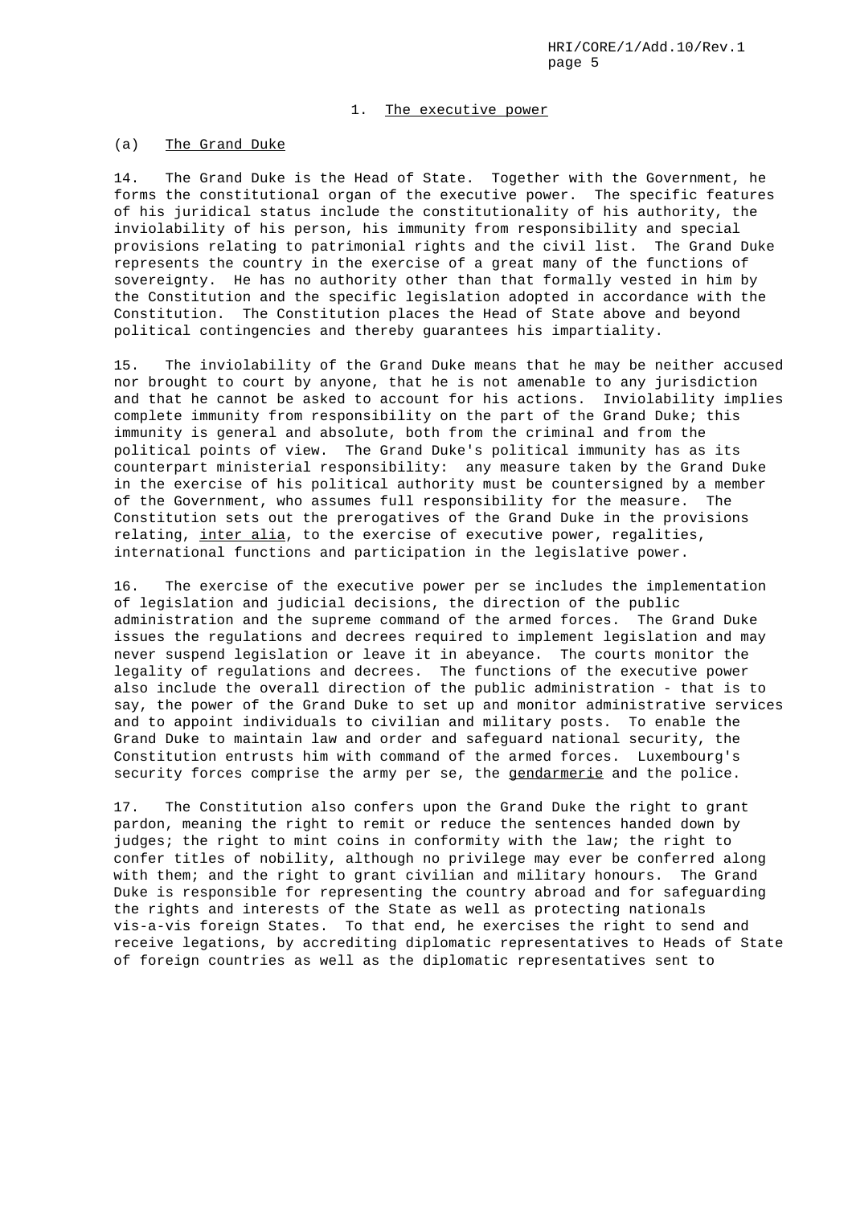## 1. The executive power

### (a) The Grand Duke

14. The Grand Duke is the Head of State. Together with the Government, he forms the constitutional organ of the executive power. The specific features of his juridical status include the constitutionality of his authority, the inviolability of his person, his immunity from responsibility and special provisions relating to patrimonial rights and the civil list. The Grand Duke represents the country in the exercise of a great many of the functions of sovereignty. He has no authority other than that formally vested in him by the Constitution and the specific legislation adopted in accordance with the Constitution. The Constitution places the Head of State above and beyond political contingencies and thereby guarantees his impartiality.

15. The inviolability of the Grand Duke means that he may be neither accused nor brought to court by anyone, that he is not amenable to any jurisdiction and that he cannot be asked to account for his actions. Inviolability implies complete immunity from responsibility on the part of the Grand Duke; this immunity is general and absolute, both from the criminal and from the political points of view. The Grand Duke's political immunity has as its counterpart ministerial responsibility: any measure taken by the Grand Duke in the exercise of his political authority must be countersigned by a member of the Government, who assumes full responsibility for the measure. The Constitution sets out the prerogatives of the Grand Duke in the provisions relating, *inter alia*, to the exercise of executive power, regalities, international functions and participation in the legislative power.

16. The exercise of the executive power per se includes the implementation of legislation and judicial decisions, the direction of the public administration and the supreme command of the armed forces. The Grand Duke issues the regulations and decrees required to implement legislation and may never suspend legislation or leave it in abeyance. The courts monitor the legality of regulations and decrees. The functions of the executive power also include the overall direction of the public administration - that is to say, the power of the Grand Duke to set up and monitor administrative services and to appoint individuals to civilian and military posts. To enable the Grand Duke to maintain law and order and safeguard national security, the Constitution entrusts him with command of the armed forces. Luxembourg's security forces comprise the army per se, the *gendarmerie* and the police.

17. The Constitution also confers upon the Grand Duke the right to grant pardon, meaning the right to remit or reduce the sentences handed down by judges; the right to mint coins in conformity with the law; the right to confer titles of nobility, although no privilege may ever be conferred along with them; and the right to grant civilian and military honours. The Grand Duke is responsible for representing the country abroad and for safeguarding the rights and interests of the State as well as protecting nationals vis-a-vis foreign States. To that end, he exercises the right to send and receive legations, by accrediting diplomatic representatives to Heads of State of foreign countries as well as the diplomatic representatives sent to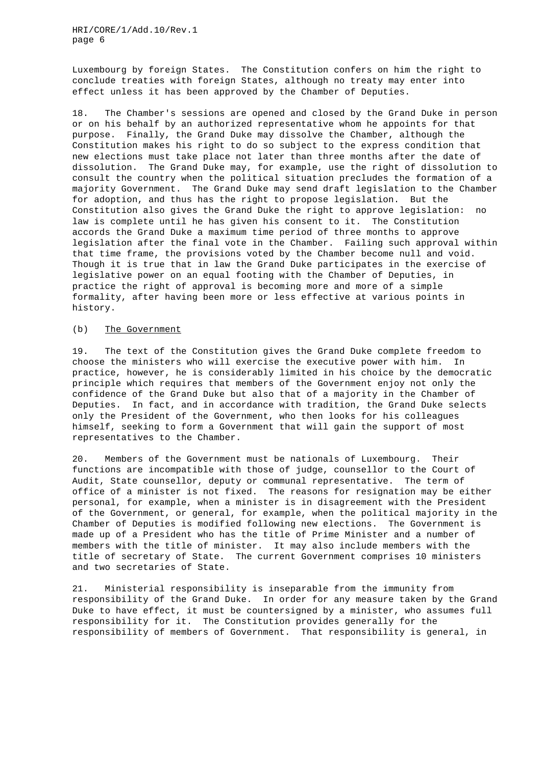Luxembourg by foreign States. The Constitution confers on him the right to conclude treaties with foreign States, although no treaty may enter into effect unless it has been approved by the Chamber of Deputies.

18. The Chamber's sessions are opened and closed by the Grand Duke in person or on his behalf by an authorized representative whom he appoints for that purpose. Finally, the Grand Duke may dissolve the Chamber, although the Constitution makes his right to do so subject to the express condition that new elections must take place not later than three months after the date of dissolution. The Grand Duke may, for example, use the right of dissolution to consult the country when the political situation precludes the formation of a majority Government. The Grand Duke may send draft legislation to the Chamber for adoption, and thus has the right to propose legislation. But the Constitution also gives the Grand Duke the right to approve legislation: no law is complete until he has given his consent to it. The Constitution accords the Grand Duke a maximum time period of three months to approve legislation after the final vote in the Chamber. Failing such approval within that time frame, the provisions voted by the Chamber become null and void. Though it is true that in law the Grand Duke participates in the exercise of legislative power on an equal footing with the Chamber of Deputies, in practice the right of approval is becoming more and more of a simple formality, after having been more or less effective at various points in history.

(b) The Government

19. The text of the Constitution gives the Grand Duke complete freedom to choose the ministers who will exercise the executive power with him. In practice, however, he is considerably limited in his choice by the democratic principle which requires that members of the Government enjoy not only the confidence of the Grand Duke but also that of a majority in the Chamber of Deputies. In fact, and in accordance with tradition, the Grand Duke selects only the President of the Government, who then looks for his colleagues himself, seeking to form a Government that will gain the support of most representatives to the Chamber.

20. Members of the Government must be nationals of Luxembourg. Their functions are incompatible with those of judge, counsellor to the Court of Audit, State counsellor, deputy or communal representative. The term of office of a minister is not fixed. The reasons for resignation may be either personal, for example, when a minister is in disagreement with the President of the Government, or general, for example, when the political majority in the Chamber of Deputies is modified following new elections. The Government is made up of a President who has the title of Prime Minister and a number of members with the title of minister. It may also include members with the title of secretary of State. The current Government comprises 10 ministers and two secretaries of State.

21. Ministerial responsibility is inseparable from the immunity from responsibility of the Grand Duke. In order for any measure taken by the Grand Duke to have effect, it must be countersigned by a minister, who assumes full responsibility for it. The Constitution provides generally for the responsibility of members of Government. That responsibility is general, in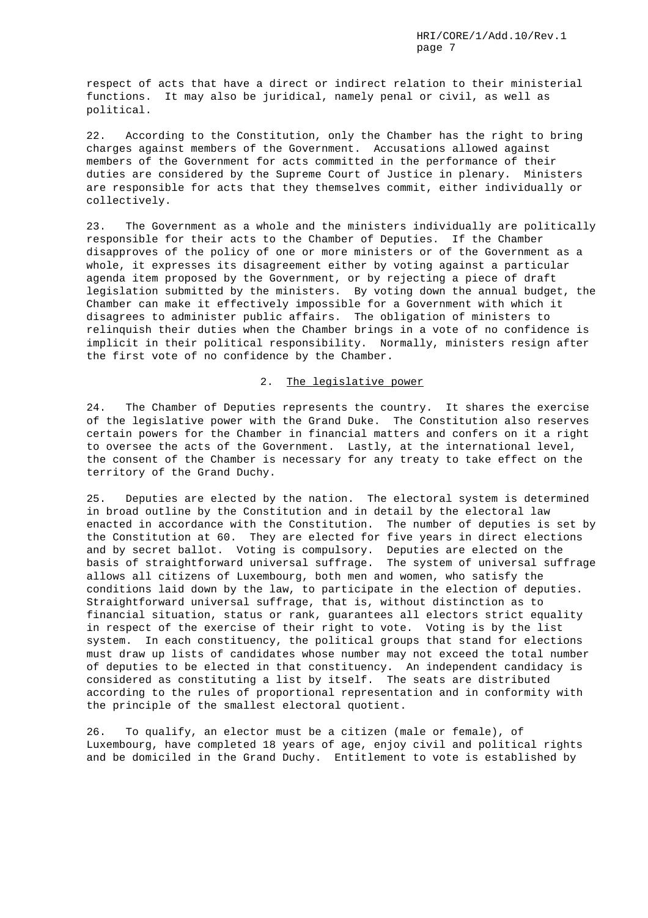respect of acts that have a direct or indirect relation to their ministerial functions. It may also be juridical, namely penal or civil, as well as political.

22. According to the Constitution, only the Chamber has the right to bring charges against members of the Government. Accusations allowed against members of the Government for acts committed in the performance of their duties are considered by the Supreme Court of Justice in plenary. Ministers are responsible for acts that they themselves commit, either individually or collectively.

23. The Government as a whole and the ministers individually are politically responsible for their acts to the Chamber of Deputies. If the Chamber disapproves of the policy of one or more ministers or of the Government as a whole, it expresses its disagreement either by voting against a particular agenda item proposed by the Government, or by rejecting a piece of draft legislation submitted by the ministers. By voting down the annual budget, the Chamber can make it effectively impossible for a Government with which it disagrees to administer public affairs. The obligation of ministers to relinquish their duties when the Chamber brings in a vote of no confidence is implicit in their political responsibility. Normally, ministers resign after the first vote of no confidence by the Chamber.

### 2. The legislative power

24. The Chamber of Deputies represents the country. It shares the exercise of the legislative power with the Grand Duke. The Constitution also reserves certain powers for the Chamber in financial matters and confers on it a right to oversee the acts of the Government. Lastly, at the international level, the consent of the Chamber is necessary for any treaty to take effect on the territory of the Grand Duchy.

25. Deputies are elected by the nation. The electoral system is determined in broad outline by the Constitution and in detail by the electoral law enacted in accordance with the Constitution. The number of deputies is set by the Constitution at 60. They are elected for five years in direct elections and by secret ballot. Voting is compulsory. Deputies are elected on the basis of straightforward universal suffrage. The system of universal suffrage allows all citizens of Luxembourg, both men and women, who satisfy the conditions laid down by the law, to participate in the election of deputies. Straightforward universal suffrage, that is, without distinction as to financial situation, status or rank, guarantees all electors strict equality in respect of the exercise of their right to vote. Voting is by the list system. In each constituency, the political groups that stand for elections must draw up lists of candidates whose number may not exceed the total number of deputies to be elected in that constituency. An independent candidacy is considered as constituting a list by itself. The seats are distributed according to the rules of proportional representation and in conformity with the principle of the smallest electoral quotient.

26. To qualify, an elector must be a citizen (male or female), of Luxembourg, have completed 18 years of age, enjoy civil and political rights and be domiciled in the Grand Duchy. Entitlement to vote is established by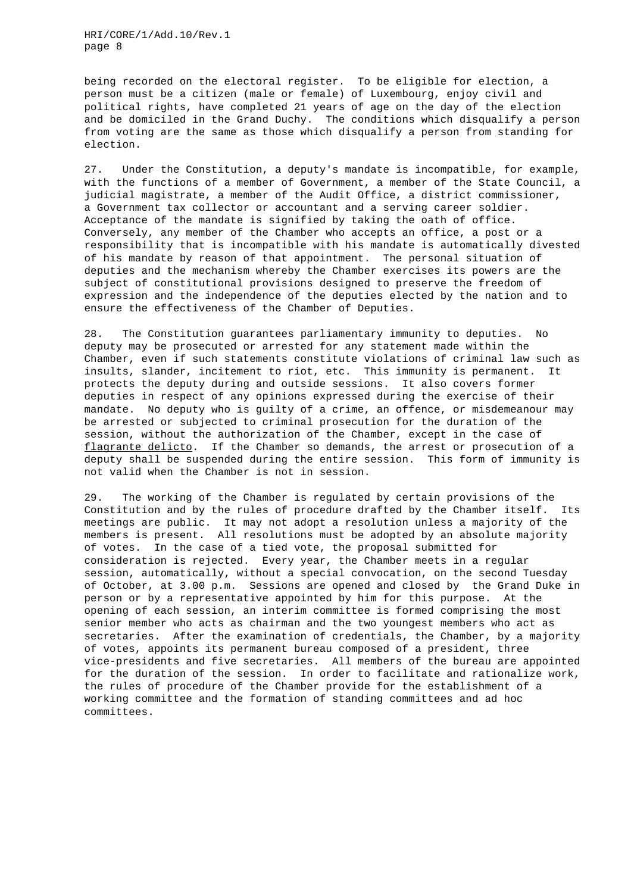being recorded on the electoral register. To be eligible for election, a person must be a citizen (male or female) of Luxembourg, enjoy civil and political rights, have completed 21 years of age on the day of the election and be domiciled in the Grand Duchy. The conditions which disqualify a person from voting are the same as those which disqualify a person from standing for election.

27. Under the Constitution, a deputy's mandate is incompatible, for example, with the functions of a member of Government, a member of the State Council, a judicial magistrate, a member of the Audit Office, a district commissioner, a Government tax collector or accountant and a serving career soldier. Acceptance of the mandate is signified by taking the oath of office. Conversely, any member of the Chamber who accepts an office, a post or a responsibility that is incompatible with his mandate is automatically divested of his mandate by reason of that appointment. The personal situation of deputies and the mechanism whereby the Chamber exercises its powers are the subject of constitutional provisions designed to preserve the freedom of expression and the independence of the deputies elected by the nation and to ensure the effectiveness of the Chamber of Deputies.

28. The Constitution guarantees parliamentary immunity to deputies. No deputy may be prosecuted or arrested for any statement made within the Chamber, even if such statements constitute violations of criminal law such as insults, slander, incitement to riot, etc. This immunity is permanent. It protects the deputy during and outside sessions. It also covers former deputies in respect of any opinions expressed during the exercise of their mandate. No deputy who is guilty of a crime, an offence, or misdemeanour may be arrested or subjected to criminal prosecution for the duration of the session, without the authorization of the Chamber, except in the case of _flagrante delicto_. If the Chamber so demands, the arrest or prosecution of a deputy shall be suspended during the entire session. This form of immunity is not valid when the Chamber is not in session.

29. The working of the Chamber is regulated by certain provisions of the Constitution and by the rules of procedure drafted by the Chamber itself. Its meetings are public. It may not adopt a resolution unless a majority of the members is present. All resolutions must be adopted by an absolute majority of votes. In the case of a tied vote, the proposal submitted for consideration is rejected. Every year, the Chamber meets in a regular session, automatically, without a special convocation, on the second Tuesday of October, at 3.00 p.m. Sessions are opened and closed by the Grand Duke in person or by a representative appointed by him for this purpose. At the opening of each session, an interim committee is formed comprising the most senior member who acts as chairman and the two youngest members who act as secretaries. After the examination of credentials, the Chamber, by a majority of votes, appoints its permanent bureau composed of a president, three vice-presidents and five secretaries. All members of the bureau are appointed for the duration of the session. In order to facilitate and rationalize work, the rules of procedure of the Chamber provide for the establishment of a working committee and the formation of standing committees and ad hoc committees.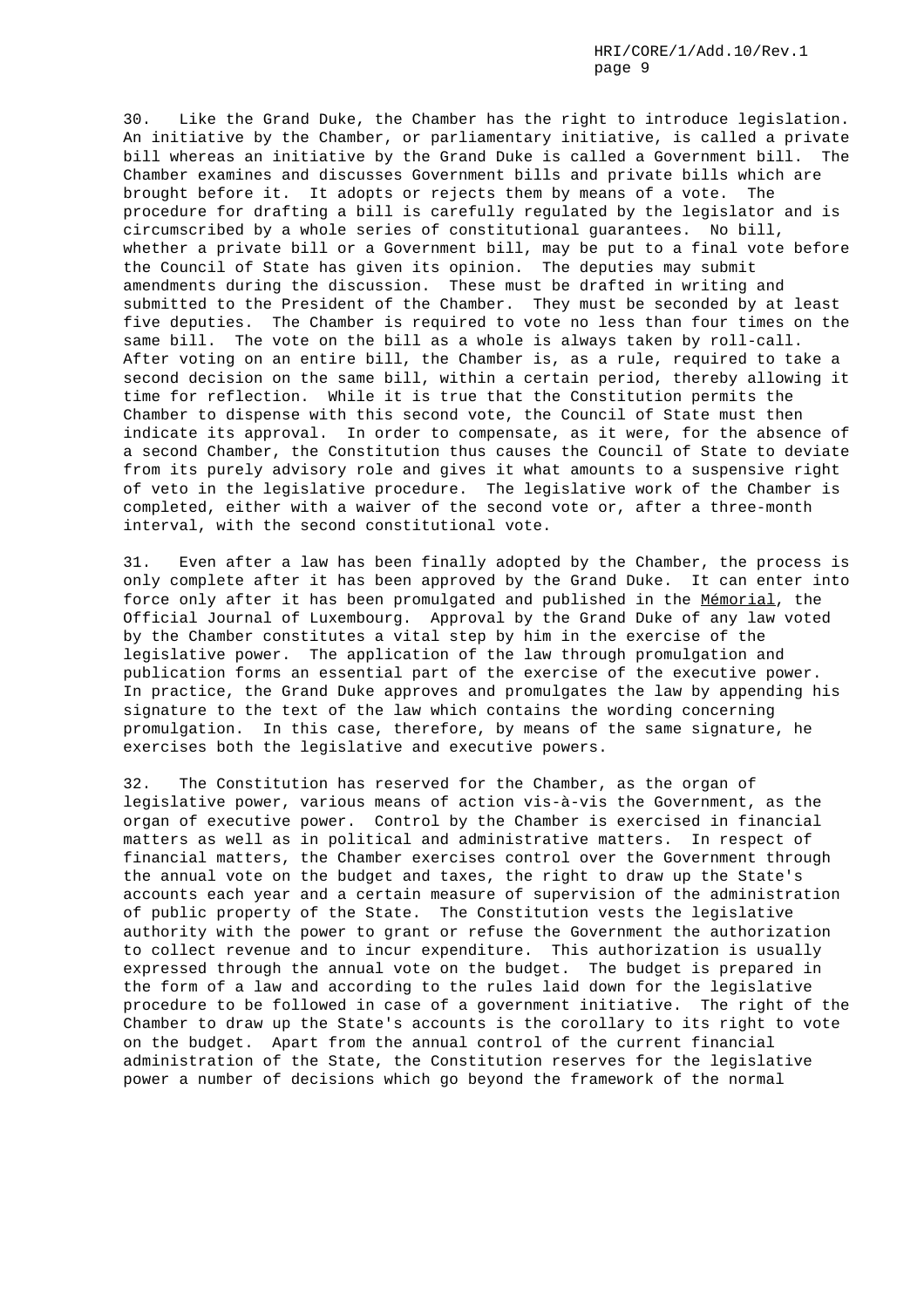30. Like the Grand Duke, the Chamber has the right to introduce legislation. An initiative by the Chamber, or parliamentary initiative, is called a private bill whereas an initiative by the Grand Duke is called a Government bill. The Chamber examines and discusses Government bills and private bills which are brought before it. It adopts or rejects them by means of a vote. The procedure for drafting a bill is carefully regulated by the legislator and is circumscribed by a whole series of constitutional guarantees. No bill, whether a private bill or a Government bill, may be put to a final vote before the Council of State has given its opinion. The deputies may submit amendments during the discussion. These must be drafted in writing and submitted to the President of the Chamber. They must be seconded by at least five deputies. The Chamber is required to vote no less than four times on the same bill. The vote on the bill as a whole is always taken by roll-call. After voting on an entire bill, the Chamber is, as a rule, required to take a second decision on the same bill, within a certain period, thereby allowing it time for reflection. While it is true that the Constitution permits the Chamber to dispense with this second vote, the Council of State must then indicate its approval. In order to compensate, as it were, for the absence of a second Chamber, the Constitution thus causes the Council of State to deviate from its purely advisory role and gives it what amounts to a suspensive right of veto in the legislative procedure. The legislative work of the Chamber is completed, either with a waiver of the second vote or, after a three-month interval, with the second constitutional vote.

31. Even after a law has been finally adopted by the Chamber, the process is only complete after it has been approved by the Grand Duke. It can enter into force only after it has been promulgated and published in the Mémorial, the Official Journal of Luxembourg. Approval by the Grand Duke of any law voted by the Chamber constitutes a vital step by him in the exercise of the legislative power. The application of the law through promulgation and publication forms an essential part of the exercise of the executive power. In practice, the Grand Duke approves and promulgates the law by appending his signature to the text of the law which contains the wording concerning promulgation. In this case, therefore, by means of the same signature, he exercises both the legislative and executive powers.

32. The Constitution has reserved for the Chamber, as the organ of legislative power, various means of action vis-à-vis the Government, as the organ of executive power. Control by the Chamber is exercised in financial matters as well as in political and administrative matters. In respect of financial matters, the Chamber exercises control over the Government through the annual vote on the budget and taxes, the right to draw up the State's accounts each year and a certain measure of supervision of the administration of public property of the State. The Constitution vests the legislative authority with the power to grant or refuse the Government the authorization to collect revenue and to incur expenditure. This authorization is usually expressed through the annual vote on the budget. The budget is prepared in the form of a law and according to the rules laid down for the legislative procedure to be followed in case of a government initiative. The right of the Chamber to draw up the State's accounts is the corollary to its right to vote on the budget. Apart from the annual control of the current financial administration of the State, the Constitution reserves for the legislative power a number of decisions which go beyond the framework of the normal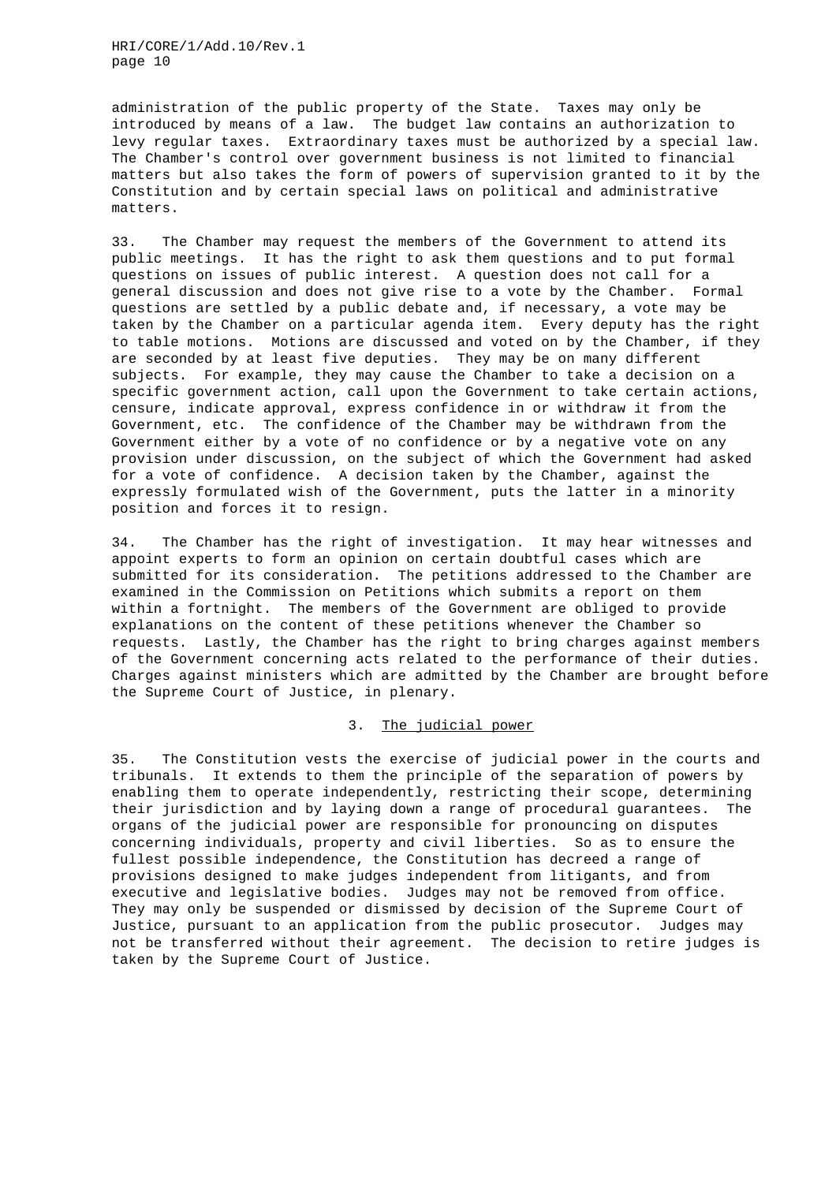administration of the public property of the State. Taxes may only be introduced by means of a law. The budget law contains an authorization to levy regular taxes. Extraordinary taxes must be authorized by a special law. The Chamber's control over government business is not limited to financial matters but also takes the form of powers of supervision granted to it by the Constitution and by certain special laws on political and administrative matters.

33. The Chamber may request the members of the Government to attend its public meetings. It has the right to ask them questions and to put formal questions on issues of public interest. A question does not call for a general discussion and does not give rise to a vote by the Chamber. Formal questions are settled by a public debate and, if necessary, a vote may be taken by the Chamber on a particular agenda item. Every deputy has the right to table motions. Motions are discussed and voted on by the Chamber, if they are seconded by at least five deputies. They may be on many different subjects. For example, they may cause the Chamber to take a decision on a specific government action, call upon the Government to take certain actions, censure, indicate approval, express confidence in or withdraw it from the Government, etc. The confidence of the Chamber may be withdrawn from the Government either by a vote of no confidence or by a negative vote on any provision under discussion, on the subject of which the Government had asked for a vote of confidence. A decision taken by the Chamber, against the expressly formulated wish of the Government, puts the latter in a minority position and forces it to resign.

34. The Chamber has the right of investigation. It may hear witnesses and appoint experts to form an opinion on certain doubtful cases which are submitted for its consideration. The petitions addressed to the Chamber are examined in the Commission on Petitions which submits a report on them within a fortnight. The members of the Government are obliged to provide explanations on the content of these petitions whenever the Chamber so requests. Lastly, the Chamber has the right to bring charges against members of the Government concerning acts related to the performance of their duties. Charges against ministers which are admitted by the Chamber are brought before the Supreme Court of Justice, in plenary.

### 3. The judicial power

35. The Constitution vests the exercise of judicial power in the courts and tribunals. It extends to them the principle of the separation of powers by enabling them to operate independently, restricting their scope, determining their jurisdiction and by laying down a range of procedural guarantees. The organs of the judicial power are responsible for pronouncing on disputes concerning individuals, property and civil liberties. So as to ensure the fullest possible independence, the Constitution has decreed a range of provisions designed to make judges independent from litigants, and from executive and legislative bodies. Judges may not be removed from office. They may only be suspended or dismissed by decision of the Supreme Court of Justice, pursuant to an application from the public prosecutor. Judges may not be transferred without their agreement. The decision to retire judges is taken by the Supreme Court of Justice.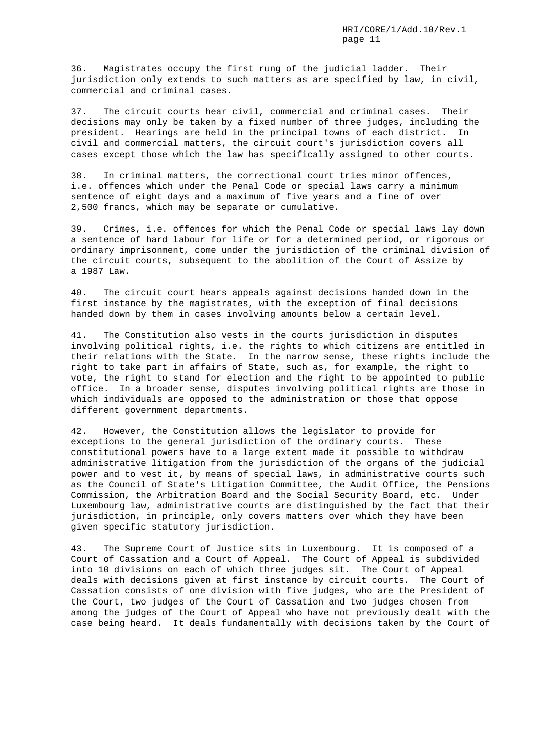36. Magistrates occupy the first rung of the judicial ladder. Their jurisdiction only extends to such matters as are specified by law, in civil, commercial and criminal cases.

37. The circuit courts hear civil, commercial and criminal cases. Their decisions may only be taken by a fixed number of three judges, including the president. Hearings are held in the principal towns of each district. In civil and commercial matters, the circuit court's jurisdiction covers all cases except those which the law has specifically assigned to other courts.

38. In criminal matters, the correctional court tries minor offences, i.e. offences which under the Penal Code or special laws carry a minimum sentence of eight days and a maximum of five years and a fine of over 2,500 francs, which may be separate or cumulative.

39. Crimes, i.e. offences for which the Penal Code or special laws lay down a sentence of hard labour for life or for a determined period, or rigorous or ordinary imprisonment, come under the jurisdiction of the criminal division of the circuit courts, subsequent to the abolition of the Court of Assize by a 1987 Law.

40. The circuit court hears appeals against decisions handed down in the first instance by the magistrates, with the exception of final decisions handed down by them in cases involving amounts below a certain level.

41. The Constitution also vests in the courts jurisdiction in disputes involving political rights, i.e. the rights to which citizens are entitled in their relations with the State. In the narrow sense, these rights include the right to take part in affairs of State, such as, for example, the right to vote, the right to stand for election and the right to be appointed to public office. In a broader sense, disputes involving political rights are those in which individuals are opposed to the administration or those that oppose different government departments.

42. However, the Constitution allows the legislator to provide for exceptions to the general jurisdiction of the ordinary courts. These constitutional powers have to a large extent made it possible to withdraw administrative litigation from the jurisdiction of the organs of the judicial power and to vest it, by means of special laws, in administrative courts such as the Council of State's Litigation Committee, the Audit Office, the Pensions Commission, the Arbitration Board and the Social Security Board, etc. Under Luxembourg law, administrative courts are distinguished by the fact that their jurisdiction, in principle, only covers matters over which they have been given specific statutory jurisdiction.

43. The Supreme Court of Justice sits in Luxembourg. It is composed of a Court of Cassation and a Court of Appeal. The Court of Appeal is subdivided into 10 divisions on each of which three judges sit. The Court of Appeal deals with decisions given at first instance by circuit courts. The Court of Cassation consists of one division with five judges, who are the President of the Court, two judges of the Court of Cassation and two judges chosen from among the judges of the Court of Appeal who have not previously dealt with the case being heard. It deals fundamentally with decisions taken by the Court of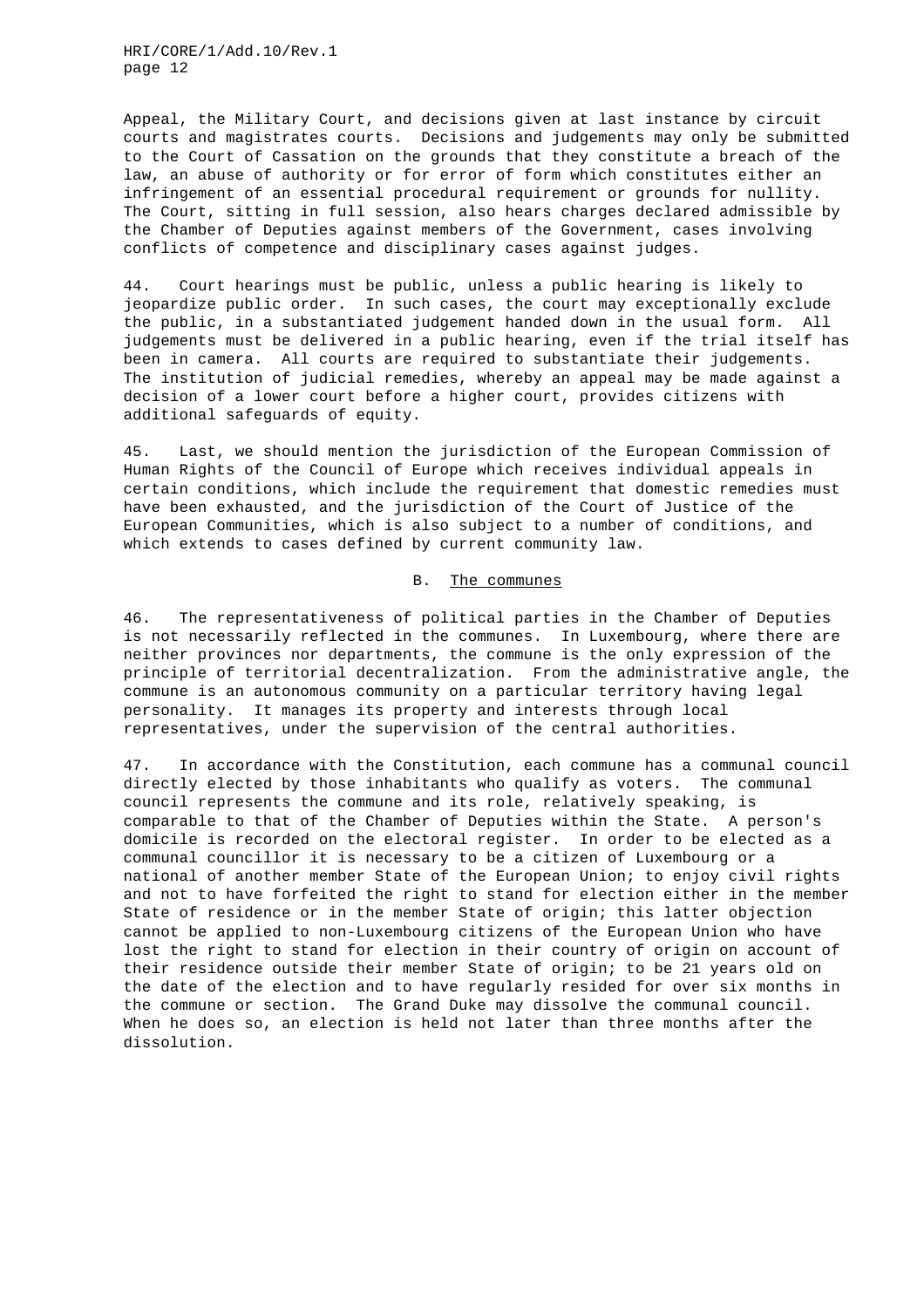Appeal, the Military Court, and decisions given at last instance by circuit courts and magistrates courts. Decisions and judgements may only be submitted to the Court of Cassation on the grounds that they constitute a breach of the law, an abuse of authority or for error of form which constitutes either an infringement of an essential procedural requirement or grounds for nullity. The Court, sitting in full session, also hears charges declared admissible by the Chamber of Deputies against members of the Government, cases involving conflicts of competence and disciplinary cases against judges.

44. Court hearings must be public, unless a public hearing is likely to jeopardize public order. In such cases, the court may exceptionally exclude the public, in a substantiated judgement handed down in the usual form. All judgements must be delivered in a public hearing, even if the trial itself has been in camera. All courts are required to substantiate their judgements. The institution of judicial remedies, whereby an appeal may be made against a decision of a lower court before a higher court, provides citizens with additional safeguards of equity.

45. Last, we should mention the jurisdiction of the European Commission of Human Rights of the Council of Europe which receives individual appeals in certain conditions, which include the requirement that domestic remedies must have been exhausted, and the jurisdiction of the Court of Justice of the European Communities, which is also subject to a number of conditions, and which extends to cases defined by current community law.

## B. The communes

46. The representativeness of political parties in the Chamber of Deputies is not necessarily reflected in the communes. In Luxembourg, where there are neither provinces nor departments, the commune is the only expression of the principle of territorial decentralization. From the administrative angle, the commune is an autonomous community on a particular territory having legal personality. It manages its property and interests through local representatives, under the supervision of the central authorities.

47. In accordance with the Constitution, each commune has a communal council directly elected by those inhabitants who qualify as voters. The communal council represents the commune and its role, relatively speaking, is comparable to that of the Chamber of Deputies within the State. A person's domicile is recorded on the electoral register. In order to be elected as a communal councillor it is necessary to be a citizen of Luxembourg or a national of another member State of the European Union; to enjoy civil rights and not to have forfeited the right to stand for election either in the member State of residence or in the member State of origin; this latter objection cannot be applied to non-Luxembourg citizens of the European Union who have lost the right to stand for election in their country of origin on account of their residence outside their member State of origin; to be 21 years old on the date of the election and to have regularly resided for over six months in the commune or section. The Grand Duke may dissolve the communal council. When he does so, an election is held not later than three months after the dissolution.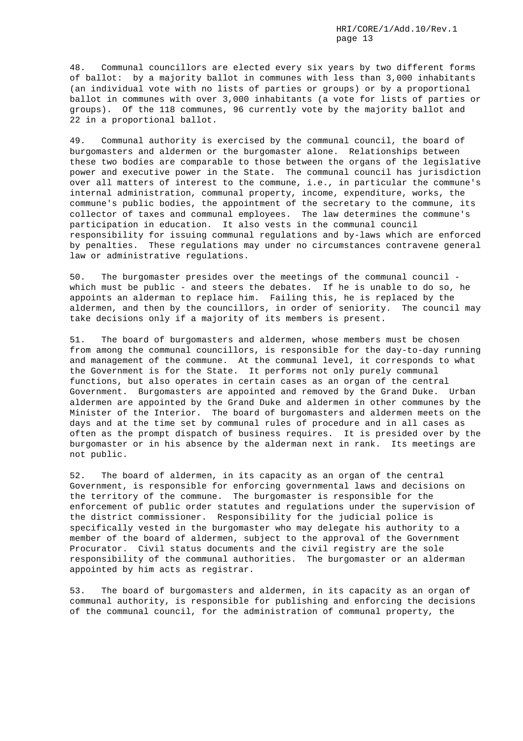48. Communal councillors are elected every six years by two different forms of ballot: by a majority ballot in communes with less than 3,000 inhabitants (an individual vote with no lists of parties or groups) or by a proportional ballot in communes with over 3,000 inhabitants (a vote for lists of parties or groups). Of the 118 communes, 96 currently vote by the majority ballot and 22 in a proportional ballot.

49. Communal authority is exercised by the communal council, the board of burgomasters and aldermen or the burgomaster alone. Relationships between these two bodies are comparable to those between the organs of the legislative power and executive power in the State. The communal council has jurisdiction over all matters of interest to the commune, i.e., in particular the commune's internal administration, communal property, income, expenditure, works, the commune's public bodies, the appointment of the secretary to the commune, its collector of taxes and communal employees. The law determines the commune's participation in education. It also vests in the communal council responsibility for issuing communal regulations and by-laws which are enforced by penalties. These regulations may under no circumstances contravene general law or administrative regulations.

50. The burgomaster presides over the meetings of the communal council - which must be public - and steers the debates. If he is unable to do so, he appoints an alderman to replace him. Failing this, he is replaced by the aldermen, and then by the councillors, in order of seniority. The council may take decisions only if a majority of its members is present.

51. The board of burgomasters and aldermen, whose members must be chosen from among the communal councillors, is responsible for the day-to-day running and management of the commune. At the communal level, it corresponds to what the Government is for the State. It performs not only purely communal functions, but also operates in certain cases as an organ of the central Government. Burgomasters are appointed and removed by the Grand Duke. Urban aldermen are appointed by the Grand Duke and aldermen in other communes by the Minister of the Interior. The board of burgomasters and aldermen meets on the days and at the time set by communal rules of procedure and in all cases as often as the prompt dispatch of business requires. It is presided over by the burgomaster or in his absence by the alderman next in rank. Its meetings are not public.

52. The board of aldermen, in its capacity as an organ of the central Government, is responsible for enforcing governmental laws and decisions on the territory of the commune. The burgomaster is responsible for the enforcement of public order statutes and regulations under the supervision of the district commissioner. Responsibility for the judicial police is specifically vested in the burgomaster who may delegate his authority to a member of the board of aldermen, subject to the approval of the Government Procurator. Civil status documents and the civil registry are the sole responsibility of the communal authorities. The burgomaster or an alderman appointed by him acts as registrar.

53. The board of burgomasters and aldermen, in its capacity as an organ of communal authority, is responsible for publishing and enforcing the decisions of the communal council, for the administration of communal property, the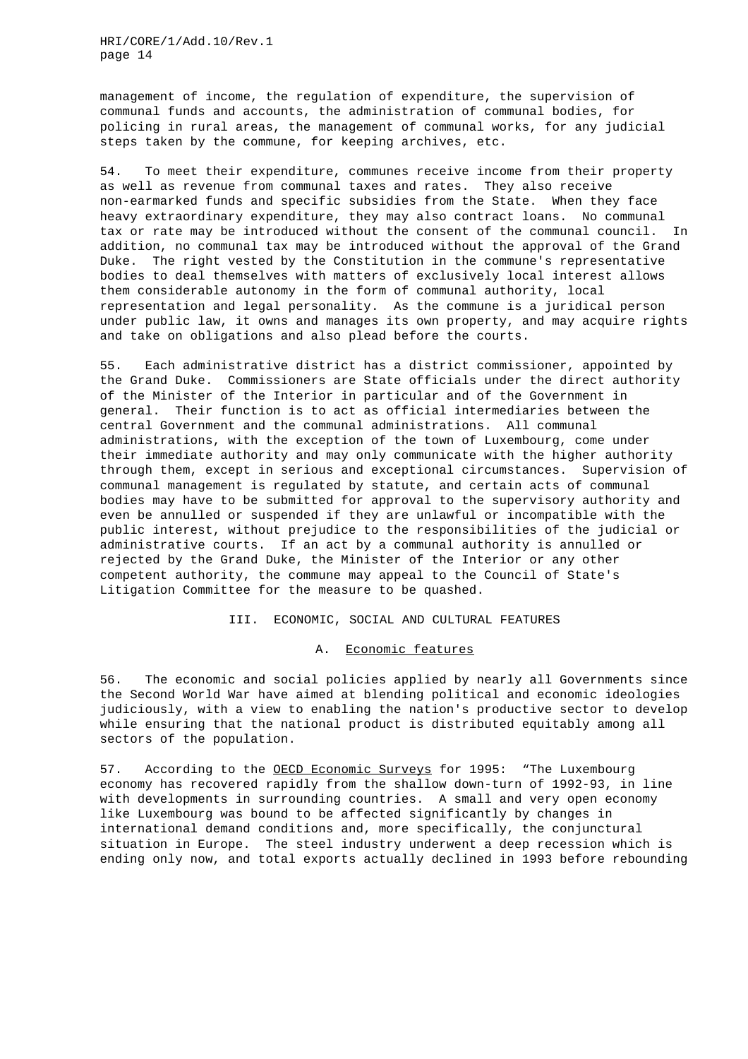management of income, the regulation of expenditure, the supervision of communal funds and accounts, the administration of communal bodies, for policing in rural areas, the management of communal works, for any judicial steps taken by the commune, for keeping archives, etc.

54. To meet their expenditure, communes receive income from their property as well as revenue from communal taxes and rates. They also receive non-earmarked funds and specific subsidies from the State. When they face heavy extraordinary expenditure, they may also contract loans. No communal tax or rate may be introduced without the consent of the communal council. In addition, no communal tax may be introduced without the approval of the Grand Duke. The right vested by the Constitution in the commune's representative bodies to deal themselves with matters of exclusively local interest allows them considerable autonomy in the form of communal authority, local representation and legal personality. As the commune is a juridical person under public law, it owns and manages its own property, and may acquire rights and take on obligations and also plead before the courts.

55. Each administrative district has a district commissioner, appointed by the Grand Duke. Commissioners are State officials under the direct authority of the Minister of the Interior in particular and of the Government in general. Their function is to act as official intermediaries between the central Government and the communal administrations. All communal administrations, with the exception of the town of Luxembourg, come under their immediate authority and may only communicate with the higher authority through them, except in serious and exceptional circumstances. Supervision of communal management is regulated by statute, and certain acts of communal bodies may have to be submitted for approval to the supervisory authority and even be annulled or suspended if they are unlawful or incompatible with the public interest, without prejudice to the responsibilities of the judicial or administrative courts. If an act by a communal authority is annulled or rejected by the Grand Duke, the Minister of the Interior or any other competent authority, the commune may appeal to the Council of State's Litigation Committee for the measure to be quashed.

## III. ECONOMIC, SOCIAL AND CULTURAL FEATURES

### A. Economic features

56. The economic and social policies applied by nearly all Governments since the Second World War have aimed at blending political and economic ideologies judiciously, with a view to enabling the nation's productive sector to develop while ensuring that the national product is distributed equitably among all sectors of the population.

57. According to the OECD Economic Surveys for 1995: "The Luxembourg economy has recovered rapidly from the shallow down-turn of 1992-93, in line with developments in surrounding countries. A small and very open economy like Luxembourg was bound to be affected significantly by changes in international demand conditions and, more specifically, the conjunctural situation in Europe. The steel industry underwent a deep recession which is ending only now, and total exports actually declined in 1993 before rebounding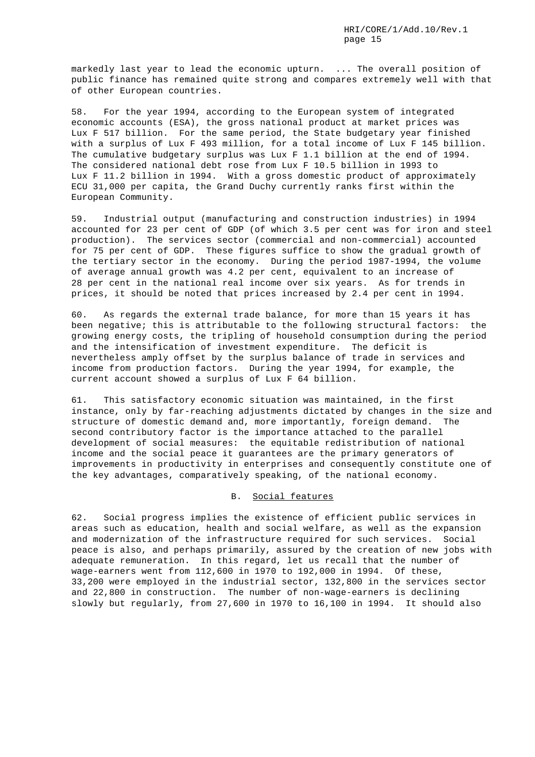markedly last year to lead the economic upturn. ... The overall position of public finance has remained quite strong and compares extremely well with that of other European countries.

58. For the year 1994, according to the European system of integrated economic accounts (ESA), the gross national product at market prices was Lux F 517 billion. For the same period, the State budgetary year finished with a surplus of Lux F 493 million, for a total income of Lux F 145 billion. The cumulative budgetary surplus was Lux F 1.1 billion at the end of 1994. The considered national debt rose from Lux F 10.5 billion in 1993 to Lux F 11.2 billion in 1994. With a gross domestic product of approximately ECU 31,000 per capita, the Grand Duchy currently ranks first within the European Community.

59. Industrial output (manufacturing and construction industries) in 1994 accounted for 23 per cent of GDP (of which 3.5 per cent was for iron and steel production). The services sector (commercial and non-commercial) accounted for 75 per cent of GDP. These figures suffice to show the gradual growth of the tertiary sector in the economy. During the period 1987-1994, the volume of average annual growth was 4.2 per cent, equivalent to an increase of 28 per cent in the national real income over six years. As for trends in prices, it should be noted that prices increased by 2.4 per cent in 1994.

60. As regards the external trade balance, for more than 15 years it has been negative; this is attributable to the following structural factors: the growing energy costs, the tripling of household consumption during the period and the intensification of investment expenditure. The deficit is nevertheless amply offset by the surplus balance of trade in services and income from production factors. During the year 1994, for example, the current account showed a surplus of Lux F 64 billion.

61. This satisfactory economic situation was maintained, in the first instance, only by far-reaching adjustments dictated by changes in the size and structure of domestic demand and, more importantly, foreign demand. The second contributory factor is the importance attached to the parallel development of social measures: the equitable redistribution of national income and the social peace it guarantees are the primary generators of improvements in productivity in enterprises and consequently constitute one of the key advantages, comparatively speaking, of the national economy.

## B. Social features

62. Social progress implies the existence of efficient public services in areas such as education, health and social welfare, as well as the expansion and modernization of the infrastructure required for such services. Social peace is also, and perhaps primarily, assured by the creation of new jobs with adequate remuneration. In this regard, let us recall that the number of wage-earners went from 112,600 in 1970 to 192,000 in 1994. Of these, 33,200 were employed in the industrial sector, 132,800 in the services sector and 22,800 in construction. The number of non-wage-earners is declining slowly but regularly, from 27,600 in 1970 to 16,100 in 1994. It should also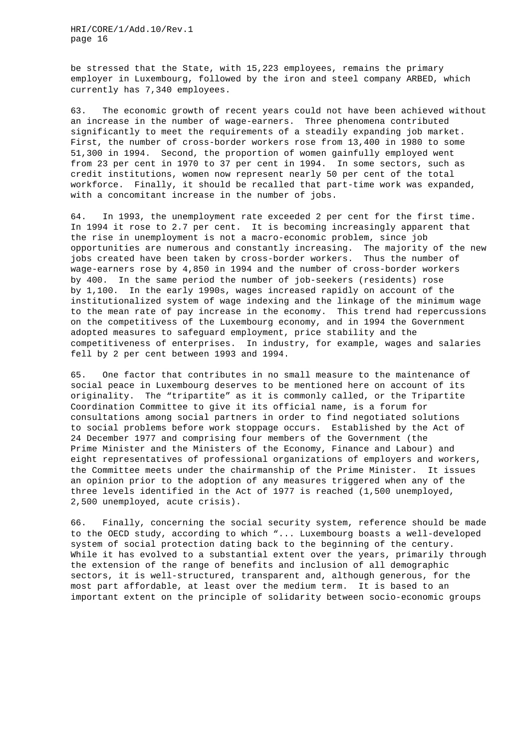be stressed that the State, with 15,223 employees, remains the primary employer in Luxembourg, followed by the iron and steel company ARBED, which currently has 7,340 employees.

63. The economic growth of recent years could not have been achieved without an increase in the number of wage-earners. Three phenomena contributed significantly to meet the requirements of a steadily expanding job market. First, the number of cross-border workers rose from 13,400 in 1980 to some 51,300 in 1994. Second, the proportion of women gainfully employed went from 23 per cent in 1970 to 37 per cent in 1994. In some sectors, such as credit institutions, women now represent nearly 50 per cent of the total workforce. Finally, it should be recalled that part-time work was expanded, with a concomitant increase in the number of jobs.

64. In 1993, the unemployment rate exceeded 2 per cent for the first time. In 1994 it rose to 2.7 per cent. It is becoming increasingly apparent that the rise in unemployment is not a macro-economic problem, since job opportunities are numerous and constantly increasing. The majority of the new jobs created have been taken by cross-border workers. Thus the number of wage-earners rose by 4,850 in 1994 and the number of cross-border workers by 400. In the same period the number of job-seekers (residents) rose by 1,100. In the early 1990s, wages increased rapidly on account of the institutionalized system of wage indexing and the linkage of the minimum wage to the mean rate of pay increase in the economy. This trend had repercussions on the competitivess of the Luxembourg economy, and in 1994 the Government adopted measures to safeguard employment, price stability and the competitiveness of enterprises. In industry, for example, wages and salaries fell by 2 per cent between 1993 and 1994.

65. One factor that contributes in no small measure to the maintenance of social peace in Luxembourg deserves to be mentioned here on account of its originality. The "tripartite" as it is commonly called, or the Tripartite Coordination Committee to give it its official name, is a forum for consultations among social partners in order to find negotiated solutions to social problems before work stoppage occurs. Established by the Act of 24 December 1977 and comprising four members of the Government (the Prime Minister and the Ministers of the Economy, Finance and Labour) and eight representatives of professional organizations of employers and workers, the Committee meets under the chairmanship of the Prime Minister. It issues an opinion prior to the adoption of any measures triggered when any of the three levels identified in the Act of 1977 is reached (1,500 unemployed, 2,500 unemployed, acute crisis).

66. Finally, concerning the social security system, reference should be made to the OECD study, according to which "... Luxembourg boasts a well-developed system of social protection dating back to the beginning of the century. While it has evolved to a substantial extent over the years, primarily through the extension of the range of benefits and inclusion of all demographic sectors, it is well-structured, transparent and, although generous, for the most part affordable, at least over the medium term. It is based to an important extent on the principle of solidarity between socio-economic groups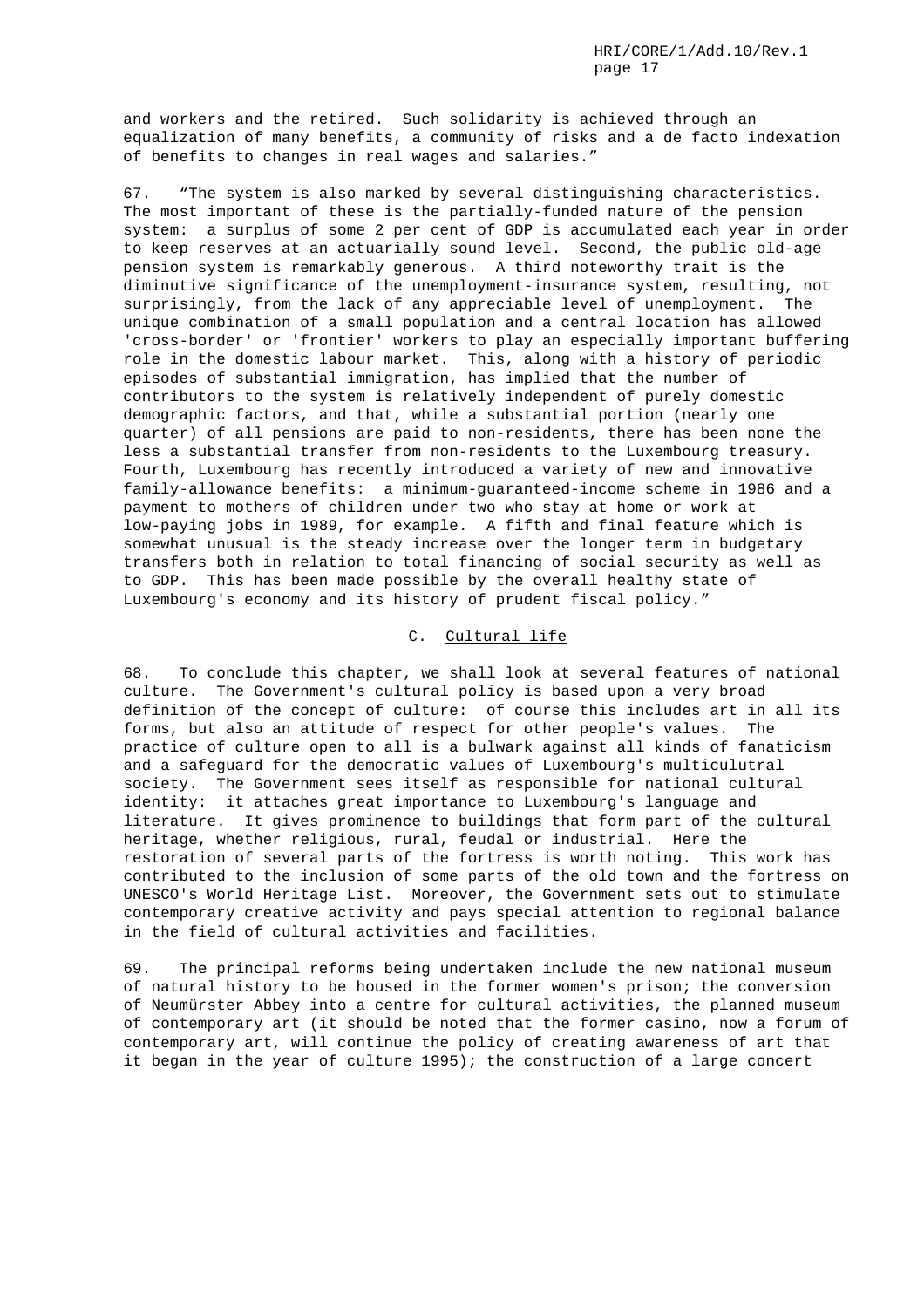and workers and the retired. Such solidarity is achieved through an equalization of many benefits, a community of risks and a de facto indexation of benefits to changes in real wages and salaries."

67. "The system is also marked by several distinguishing characteristics. The most important of these is the partially-funded nature of the pension system: a surplus of some 2 per cent of GDP is accumulated each year in order to keep reserves at an actuarially sound level. Second, the public old-age pension system is remarkably generous. A third noteworthy trait is the diminutive significance of the unemployment-insurance system, resulting, not surprisingly, from the lack of any appreciable level of unemployment. The unique combination of a small population and a central location has allowed 'cross-border' or 'frontier' workers to play an especially important buffering role in the domestic labour market. This, along with a history of periodic episodes of substantial immigration, has implied that the number of contributors to the system is relatively independent of purely domestic demographic factors, and that, while a substantial portion (nearly one quarter) of all pensions are paid to non-residents, there has been none the less a substantial transfer from non-residents to the Luxembourg treasury. Fourth, Luxembourg has recently introduced a variety of new and innovative family-allowance benefits: a minimum-guaranteed-income scheme in 1986 and a payment to mothers of children under two who stay at home or work at low-paying jobs in 1989, for example. A fifth and final feature which is somewhat unusual is the steady increase over the longer term in budgetary transfers both in relation to total financing of social security as well as to GDP. This has been made possible by the overall healthy state of Luxembourg's economy and its history of prudent fiscal policy."

## C. Cultural life

68. To conclude this chapter, we shall look at several features of national culture. The Government's cultural policy is based upon a very broad definition of the concept of culture: of course this includes art in all its forms, but also an attitude of respect for other people's values. The practice of culture open to all is a bulwark against all kinds of fanaticism and a safeguard for the democratic values of Luxembourg's multiculutral society. The Government sees itself as responsible for national cultural identity: it attaches great importance to Luxembourg's language and literature. It gives prominence to buildings that form part of the cultural heritage, whether religious, rural, feudal or industrial. Here the restoration of several parts of the fortress is worth noting. This work has contributed to the inclusion of some parts of the old town and the fortress on UNESCO's World Heritage List. Moreover, the Government sets out to stimulate contemporary creative activity and pays special attention to regional balance in the field of cultural activities and facilities.

69. The principal reforms being undertaken include the new national museum of natural history to be housed in the former women's prison; the conversion of Neumürster Abbey into a centre for cultural activities, the planned museum of contemporary art (it should be noted that the former casino, now a forum of contemporary art, will continue the policy of creating awareness of art that it began in the year of culture 1995); the construction of a large concert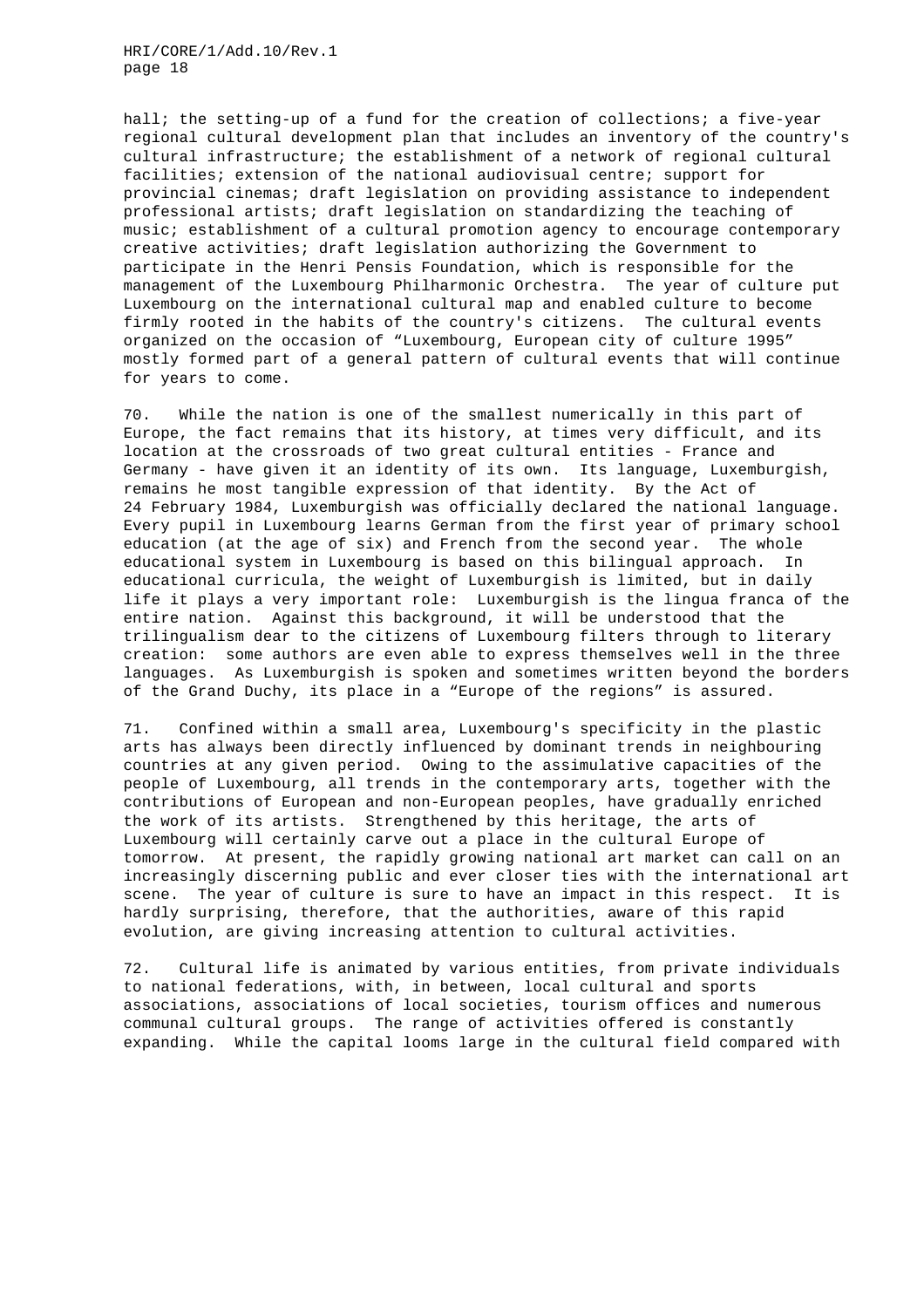hall; the setting-up of a fund for the creation of collections; a five-year regional cultural development plan that includes an inventory of the country's cultural infrastructure; the establishment of a network of regional cultural facilities; extension of the national audiovisual centre; support for provincial cinemas; draft legislation on providing assistance to independent professional artists; draft legislation on standardizing the teaching of music; establishment of a cultural promotion agency to encourage contemporary creative activities; draft legislation authorizing the Government to participate in the Henri Pensis Foundation, which is responsible for the management of the Luxembourg Philharmonic Orchestra. The year of culture put Luxembourg on the international cultural map and enabled culture to become firmly rooted in the habits of the country's citizens. The cultural events organized on the occasion of "Luxembourg, European city of culture 1995" mostly formed part of a general pattern of cultural events that will continue for years to come.

70. While the nation is one of the smallest numerically in this part of Europe, the fact remains that its history, at times very difficult, and its location at the crossroads of two great cultural entities - France and Germany - have given it an identity of its own. Its language, Luxemburgish, remains he most tangible expression of that identity. By the Act of 24 February 1984, Luxemburgish was officially declared the national language. Every pupil in Luxembourg learns German from the first year of primary school education (at the age of six) and French from the second year. The whole educational system in Luxembourg is based on this bilingual approach. In educational curricula, the weight of Luxemburgish is limited, but in daily life it plays a very important role: Luxemburgish is the lingua franca of the entire nation. Against this background, it will be understood that the trilingualism dear to the citizens of Luxembourg filters through to literary creation: some authors are even able to express themselves well in the three languages. As Luxemburgish is spoken and sometimes written beyond the borders of the Grand Duchy, its place in a "Europe of the regions" is assured.

71. Confined within a small area, Luxembourg's specificity in the plastic arts has always been directly influenced by dominant trends in neighbouring countries at any given period. Owing to the assimulative capacities of the people of Luxembourg, all trends in the contemporary arts, together with the contributions of European and non-European peoples, have gradually enriched the work of its artists. Strengthened by this heritage, the arts of Luxembourg will certainly carve out a place in the cultural Europe of tomorrow. At present, the rapidly growing national art market can call on an increasingly discerning public and ever closer ties with the international art scene. The year of culture is sure to have an impact in this respect. It is hardly surprising, therefore, that the authorities, aware of this rapid evolution, are giving increasing attention to cultural activities.

72. Cultural life is animated by various entities, from private individuals to national federations, with, in between, local cultural and sports associations, associations of local societies, tourism offices and numerous communal cultural groups. The range of activities offered is constantly expanding. While the capital looms large in the cultural field compared with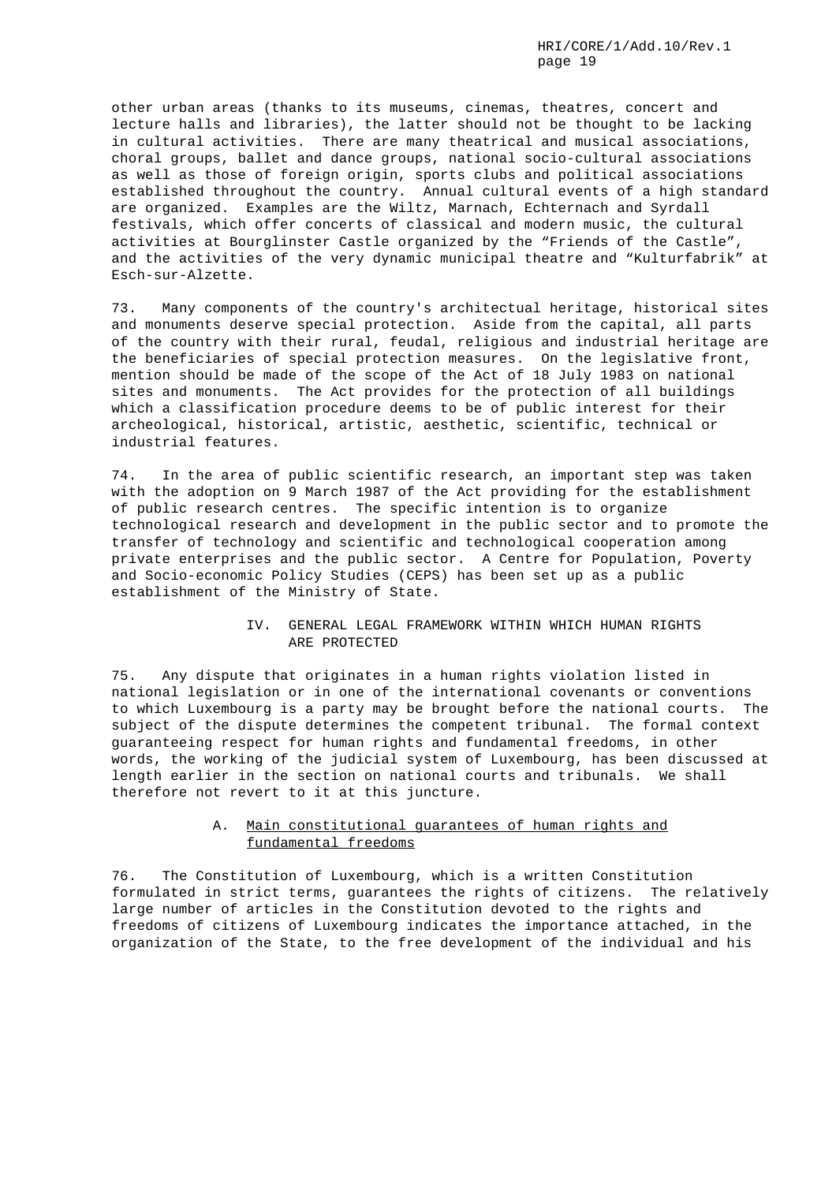other urban areas (thanks to its museums, cinemas, theatres, concert and lecture halls and libraries), the latter should not be thought to be lacking in cultural activities. There are many theatrical and musical associations, choral groups, ballet and dance groups, national socio-cultural associations as well as those of foreign origin, sports clubs and political associations established throughout the country. Annual cultural events of a high standard are organized. Examples are the Wiltz, Marnach, Echternach and Syrdall festivals, which offer concerts of classical and modern music, the cultural activities at Bourglinster Castle organized by the "Friends of the Castle", and the activities of the very dynamic municipal theatre and "Kulturfabrik" at Esch-sur-Alzette.

73. Many components of the country's architectual heritage, historical sites and monuments deserve special protection. Aside from the capital, all parts of the country with their rural, feudal, religious and industrial heritage are the beneficiaries of special protection measures. On the legislative front, mention should be made of the scope of the Act of 18 July 1983 on national sites and monuments. The Act provides for the protection of all buildings which a classification procedure deems to be of public interest for their archeological, historical, artistic, aesthetic, scientific, technical or industrial features.

74. In the area of public scientific research, an important step was taken with the adoption on 9 March 1987 of the Act providing for the establishment of public research centres. The specific intention is to organize technological research and development in the public sector and to promote the transfer of technology and scientific and technological cooperation among private enterprises and the public sector. A Centre for Population, Poverty and Socio-economic Policy Studies (CEPS) has been set up as a public establishment of the Ministry of State.

## IV. GENERAL LEGAL FRAMEWORK WITHIN WHICH HUMAN RIGHTS ARE PROTECTED

75. Any dispute that originates in a human rights violation listed in national legislation or in one of the international covenants or conventions to which Luxembourg is a party may be brought before the national courts. The subject of the dispute determines the competent tribunal. The formal context guaranteeing respect for human rights and fundamental freedoms, in other words, the working of the judicial system of Luxembourg, has been discussed at length earlier in the section on national courts and tribunals. We shall therefore not revert to it at this juncture.

### A. Main constitutional guarantees of human rights and fundamental freedoms

76. The Constitution of Luxembourg, which is a written Constitution formulated in strict terms, guarantees the rights of citizens. The relatively large number of articles in the Constitution devoted to the rights and freedoms of citizens of Luxembourg indicates the importance attached, in the organization of the State, to the free development of the individual and his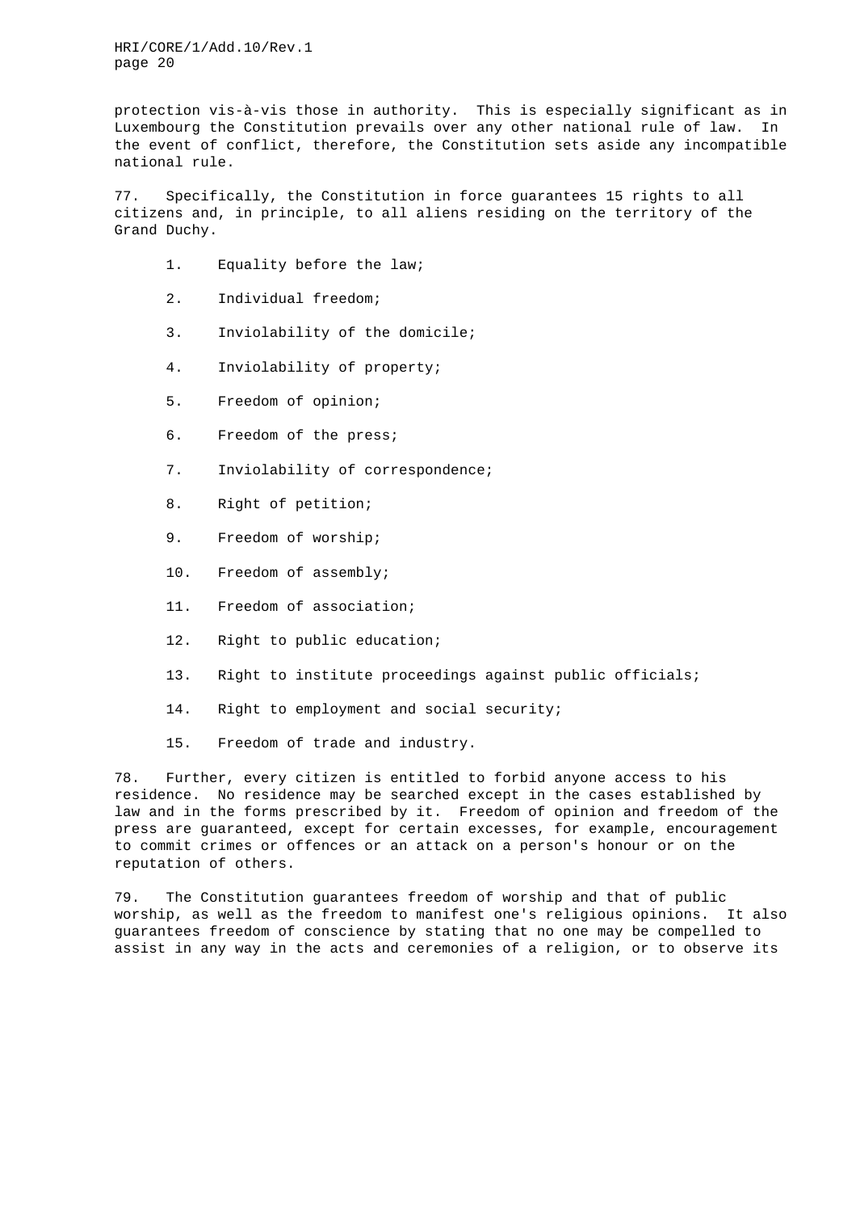protection vis-à-vis those in authority. This is especially significant as in Luxembourg the Constitution prevails over any other national rule of law. In the event of conflict, therefore, the Constitution sets aside any incompatible national rule.

77. Specifically, the Constitution in force guarantees 15 rights to all citizens and, in principle, to all aliens residing on the territory of the Grand Duchy.

1. Equality before the law;
2. Individual freedom;
3. Inviolability of the domicile;
4. Inviolability of property;
5. Freedom of opinion;
6. Freedom of the press;
7. Inviolability of correspondence;
8. Right of petition;
9. Freedom of worship;
10. Freedom of assembly;
11. Freedom of association;
12. Right to public education;
13. Right to institute proceedings against public officials;
14. Right to employment and social security;
15. Freedom of trade and industry.

78. Further, every citizen is entitled to forbid anyone access to his residence. No residence may be searched except in the cases established by law and in the forms prescribed by it. Freedom of opinion and freedom of the press are guaranteed, except for certain excesses, for example, encouragement to commit crimes or offences or an attack on a person's honour or on the reputation of others.

79. The Constitution guarantees freedom of worship and that of public worship, as well as the freedom to manifest one's religious opinions. It also guarantees freedom of conscience by stating that no one may be compelled to assist in any way in the acts and ceremonies of a religion, or to observe its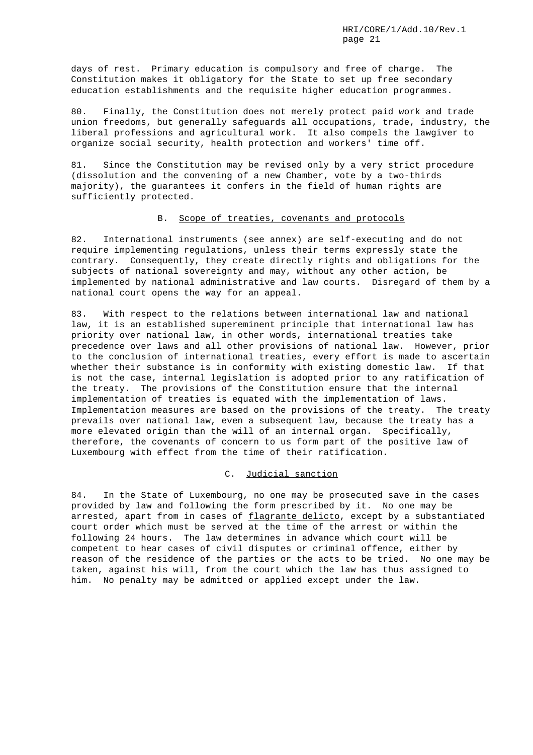days of rest. Primary education is compulsory and free of charge. The Constitution makes it obligatory for the State to set up free secondary education establishments and the requisite higher education programmes.

80. Finally, the Constitution does not merely protect paid work and trade union freedoms, but generally safeguards all occupations, trade, industry, the liberal professions and agricultural work. It also compels the lawgiver to organize social security, health protection and workers' time off.

81. Since the Constitution may be revised only by a very strict procedure (dissolution and the convening of a new Chamber, vote by a two-thirds majority), the guarantees it confers in the field of human rights are sufficiently protected.

## B. Scope of treaties, covenants and protocols

82. International instruments (see annex) are self-executing and do not require implementing regulations, unless their terms expressly state the contrary. Consequently, they create directly rights and obligations for the subjects of national sovereignty and may, without any other action, be implemented by national administrative and law courts. Disregard of them by a national court opens the way for an appeal.

83. With respect to the relations between international law and national law, it is an established supereminent principle that international law has priority over national law, in other words, international treaties take precedence over laws and all other provisions of national law. However, prior to the conclusion of international treaties, every effort is made to ascertain whether their substance is in conformity with existing domestic law. If that is not the case, internal legislation is adopted prior to any ratification of the treaty. The provisions of the Constitution ensure that the internal implementation of treaties is equated with the implementation of laws. Implementation measures are based on the provisions of the treaty. The treaty prevails over national law, even a subsequent law, because the treaty has a more elevated origin than the will of an internal organ. Specifically, therefore, the covenants of concern to us form part of the positive law of Luxembourg with effect from the time of their ratification.

## C. Judicial sanction

84. In the State of Luxembourg, no one may be prosecuted save in the cases provided by law and following the form prescribed by it. No one may be arrested, apart from in cases of *flagrante delicto*, except by a substantiated court order which must be served at the time of the arrest or within the following 24 hours. The law determines in advance which court will be competent to hear cases of civil disputes or criminal offence, either by reason of the residence of the parties or the acts to be tried. No one may be taken, against his will, from the court which the law has thus assigned to him. No penalty may be admitted or applied except under the law.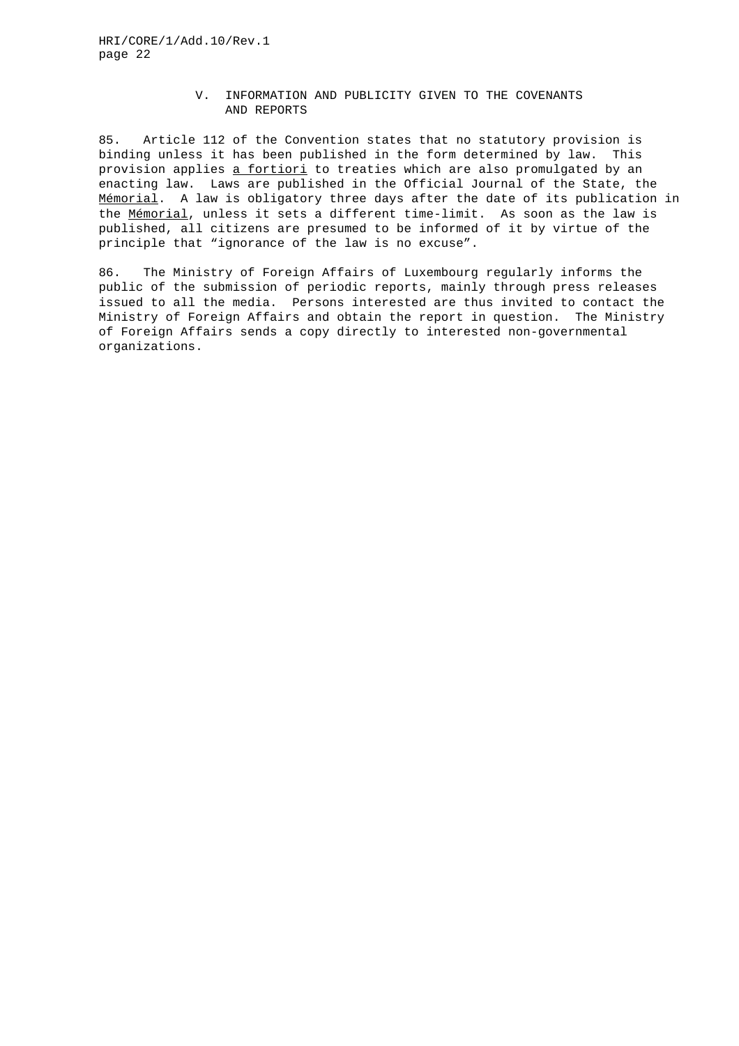## V. INFORMATION AND PUBLICITY GIVEN TO THE COVENANTS AND REPORTS

85. Article 112 of the Convention states that no statutory provision is binding unless it has been published in the form determined by law. This provision applies _a fortiori_ to treaties which are also promulgated by an enacting law. Laws are published in the Official Journal of the State, the _Mémorial_. A law is obligatory three days after the date of its publication in the _Mémorial_, unless it sets a different time-limit. As soon as the law is published, all citizens are presumed to be informed of it by virtue of the principle that "ignorance of the law is no excuse".

86. The Ministry of Foreign Affairs of Luxembourg regularly informs the public of the submission of periodic reports, mainly through press releases issued to all the media. Persons interested are thus invited to contact the Ministry of Foreign Affairs and obtain the report in question. The Ministry of Foreign Affairs sends a copy directly to interested non-governmental organizations.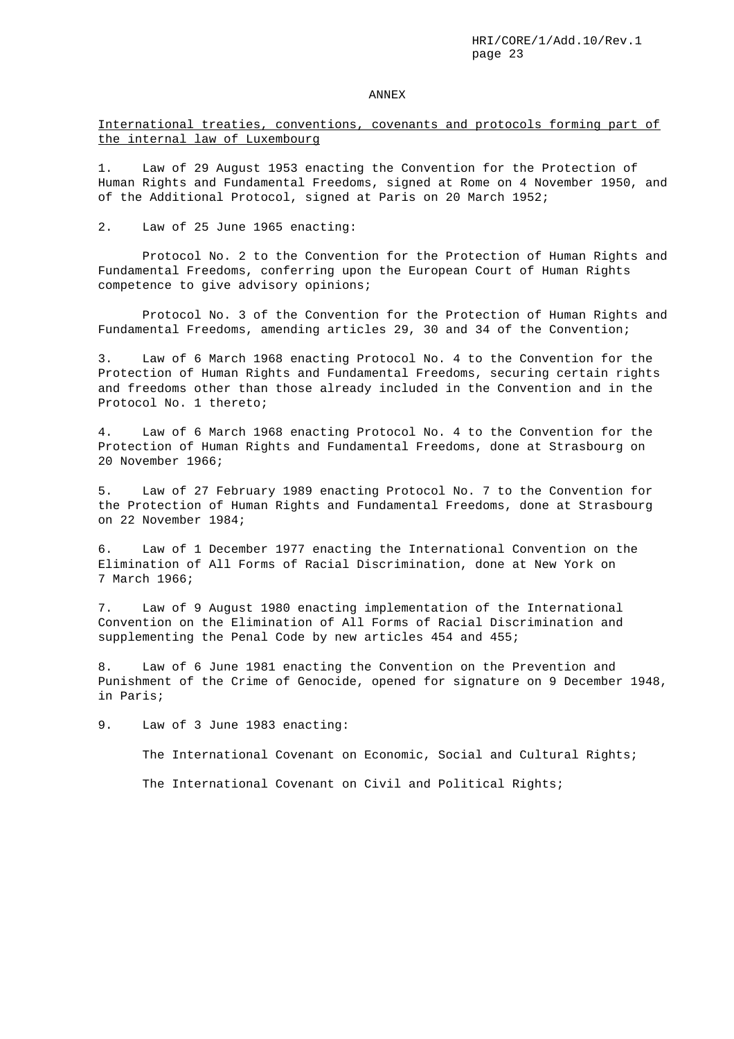# ANNEX

<u>International treaties, conventions, covenants and protocols forming part of the internal law of Luxembourg</u>

1. Law of 29 August 1953 enacting the Convention for the Protection of Human Rights and Fundamental Freedoms, signed at Rome on 4 November 1950, and of the Additional Protocol, signed at Paris on 20 March 1952;

2. Law of 25 June 1965 enacting:

   Protocol No. 2 to the Convention for the Protection of Human Rights and Fundamental Freedoms, conferring upon the European Court of Human Rights competence to give advisory opinions;

   Protocol No. 3 of the Convention for the Protection of Human Rights and Fundamental Freedoms, amending articles 29, 30 and 34 of the Convention;

3. Law of 6 March 1968 enacting Protocol No. 4 to the Convention for the Protection of Human Rights and Fundamental Freedoms, securing certain rights and freedoms other than those already included in the Convention and in the Protocol No. 1 thereto;

4. Law of 6 March 1968 enacting Protocol No. 4 to the Convention for the Protection of Human Rights and Fundamental Freedoms, done at Strasbourg on 20 November 1966;

5. Law of 27 February 1989 enacting Protocol No. 7 to the Convention for the Protection of Human Rights and Fundamental Freedoms, done at Strasbourg on 22 November 1984;

6. Law of 1 December 1977 enacting the International Convention on the Elimination of All Forms of Racial Discrimination, done at New York on 7 March 1966;

7. Law of 9 August 1980 enacting implementation of the International Convention on the Elimination of All Forms of Racial Discrimination and supplementing the Penal Code by new articles 454 and 455;

8. Law of 6 June 1981 enacting the Convention on the Prevention and Punishment of the Crime of Genocide, opened for signature on 9 December 1948, in Paris;

9. Law of 3 June 1983 enacting:

   The International Covenant on Economic, Social and Cultural Rights;

   The International Covenant on Civil and Political Rights;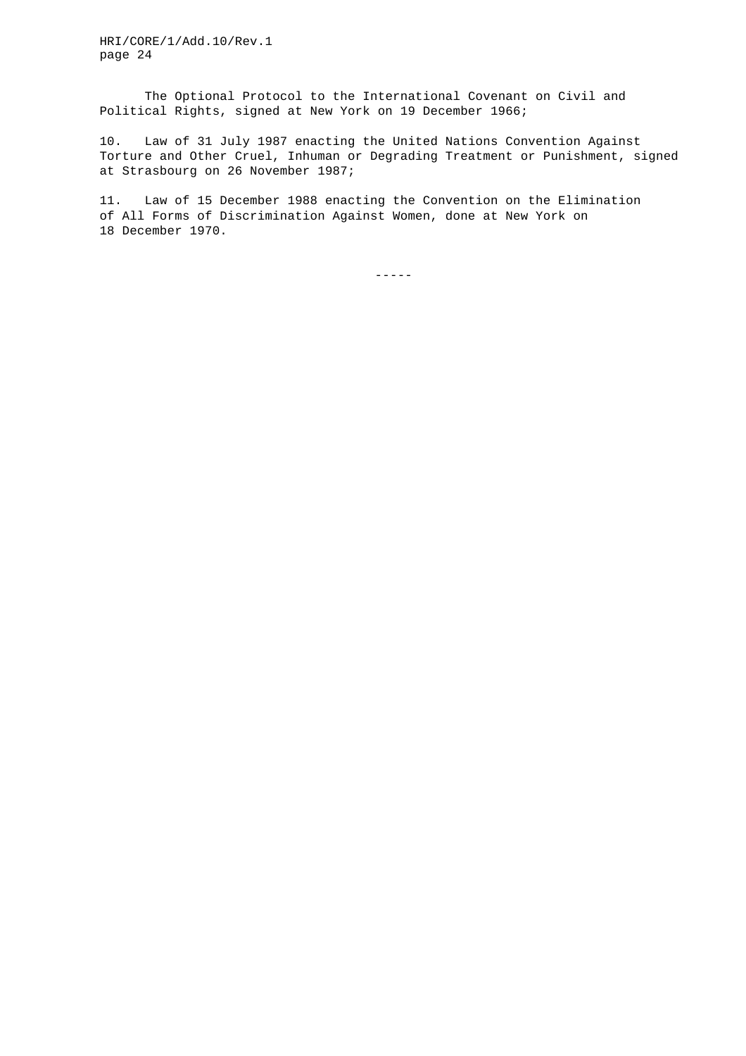The Optional Protocol to the International Covenant on Civil and Political Rights, signed at New York on 19 December 1966;

10. Law of 31 July 1987 enacting the United Nations Convention Against Torture and Other Cruel, Inhuman or Degrading Treatment or Punishment, signed at Strasbourg on 26 November 1987;

11. Law of 15 December 1988 enacting the Convention on the Elimination of All Forms of Discrimination Against Women, done at New York on 18 December 1970.

-----